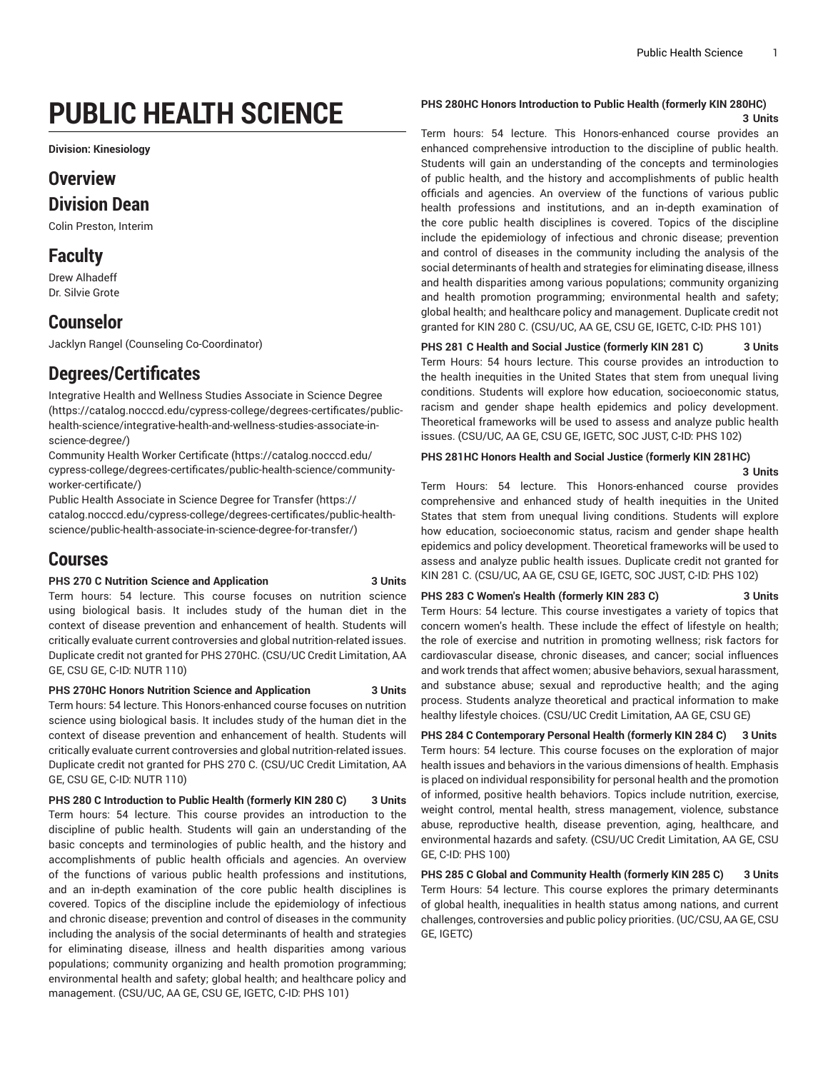# PUBLIC HEALTH SCIENCE

**Division: Kinesiology**

## Overview

## Division Dean

Colin Preston, Interim

## Faculty

Drew Alhadeff
Dr. Silvie Grote

## Counselor

Jacklyn Rangel (Counseling Co-Coordinator)

## Degrees/Certificates

Integrative Health and Wellness Studies Associate in Science Degree (https://catalog.nocccd.edu/cypress-college/degrees-certificates/public-health-science/integrative-health-and-wellness-studies-associate-in-science-degree/)
Community Health Worker Certificate (https://catalog.nocccd.edu/cypress-college/degrees-certificates/public-health-science/community-worker-certificate/)
Public Health Associate in Science Degree for Transfer (https://catalog.nocccd.edu/cypress-college/degrees-certificates/public-health-science/public-health-associate-in-science-degree-for-transfer/)

## Courses

**PHS 270 C Nutrition Science and Application 3 Units**
Term hours: 54 lecture. This course focuses on nutrition science using biological basis. It includes study of the human diet in the context of disease prevention and enhancement of health. Students will critically evaluate current controversies and global nutrition-related issues. Duplicate credit not granted for PHS 270HC. (CSU/UC Credit Limitation, AA GE, CSU GE, C-ID: NUTR 110)

**PHS 270HC Honors Nutrition Science and Application 3 Units**
Term hours: 54 lecture. This Honors-enhanced course focuses on nutrition science using biological basis. It includes study of the human diet in the context of disease prevention and enhancement of health. Students will critically evaluate current controversies and global nutrition-related issues. Duplicate credit not granted for PHS 270 C. (CSU/UC Credit Limitation, AA GE, CSU GE, C-ID: NUTR 110)

**PHS 280 C Introduction to Public Health (formerly KIN 280 C) 3 Units**
Term hours: 54 lecture. This course provides an introduction to the discipline of public health. Students will gain an understanding of the basic concepts and terminologies of public health, and the history and accomplishments of public health officials and agencies. An overview of the functions of various public health professions and institutions, and an in-depth examination of the core public health disciplines is covered. Topics of the discipline include the epidemiology of infectious and chronic disease; prevention and control of diseases in the community including the analysis of the social determinants of health and strategies for eliminating disease, illness and health disparities among various populations; community organizing and health promotion programming; environmental health and safety; global health; and healthcare policy and management. (CSU/UC, AA GE, CSU GE, IGETC, C-ID: PHS 101)

**PHS 280HC Honors Introduction to Public Health (formerly KIN 280HC) 3 Units**
Term hours: 54 lecture. This Honors-enhanced course provides an enhanced comprehensive introduction to the discipline of public health. Students will gain an understanding of the concepts and terminologies of public health, and the history and accomplishments of public health officials and agencies. An overview of the functions of various public health professions and institutions, and an in-depth examination of the core public health disciplines is covered. Topics of the discipline include the epidemiology of infectious and chronic disease; prevention and control of diseases in the community including the analysis of the social determinants of health and strategies for eliminating disease, illness and health disparities among various populations; community organizing and health promotion programming; environmental health and safety; global health; and healthcare policy and management. Duplicate credit not granted for KIN 280 C. (CSU/UC, AA GE, CSU GE, IGETC, C-ID: PHS 101)

**PHS 281 C Health and Social Justice (formerly KIN 281 C) 3 Units**
Term Hours: 54 hours lecture. This course provides an introduction to the health inequities in the United States that stem from unequal living conditions. Students will explore how education, socioeconomic status, racism and gender shape health epidemics and policy development. Theoretical frameworks will be used to assess and analyze public health issues. (CSU/UC, AA GE, CSU GE, IGETC, SOC JUST, C-ID: PHS 102)

**PHS 281HC Honors Health and Social Justice (formerly KIN 281HC) 3 Units**
Term Hours: 54 lecture. This Honors-enhanced course provides comprehensive and enhanced study of health inequities in the United States that stem from unequal living conditions. Students will explore how education, socioeconomic status, racism and gender shape health epidemics and policy development. Theoretical frameworks will be used to assess and analyze public health issues. Duplicate credit not granted for KIN 281 C. (CSU/UC, AA GE, CSU GE, IGETC, SOC JUST, C-ID: PHS 102)

**PHS 283 C Women's Health (formerly KIN 283 C) 3 Units**
Term Hours: 54 lecture. This course investigates a variety of topics that concern women's health. These include the effect of lifestyle on health; the role of exercise and nutrition in promoting wellness; risk factors for cardiovascular disease, chronic diseases, and cancer; social influences and work trends that affect women; abusive behaviors, sexual harassment, and substance abuse; sexual and reproductive health; and the aging process. Students analyze theoretical and practical information to make healthy lifestyle choices. (CSU/UC Credit Limitation, AA GE, CSU GE)

**PHS 284 C Contemporary Personal Health (formerly KIN 284 C) 3 Units**
Term hours: 54 lecture. This course focuses on the exploration of major health issues and behaviors in the various dimensions of health. Emphasis is placed on individual responsibility for personal health and the promotion of informed, positive health behaviors. Topics include nutrition, exercise, weight control, mental health, stress management, violence, substance abuse, reproductive health, disease prevention, aging, healthcare, and environmental hazards and safety. (CSU/UC Credit Limitation, AA GE, CSU GE, C-ID: PHS 100)

**PHS 285 C Global and Community Health (formerly KIN 285 C) 3 Units**
Term Hours: 54 lecture. This course explores the primary determinants of global health, inequalities in health status among nations, and current challenges, controversies and public policy priorities. (UC/CSU, AA GE, CSU GE, IGETC)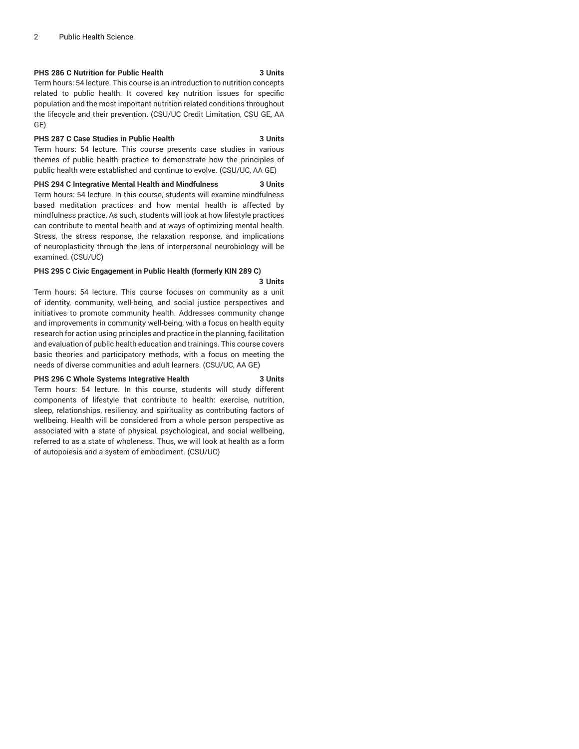**PHS 286 C Nutrition for Public Health 3 Units**

Term hours: 54 lecture. This course is an introduction to nutrition concepts related to public health. It covered key nutrition issues for specific population and the most important nutrition related conditions throughout the lifecycle and their prevention. (CSU/UC Credit Limitation, CSU GE, AA GE)

**PHS 287 C Case Studies in Public Health 3 Units**

Term hours: 54 lecture. This course presents case studies in various themes of public health practice to demonstrate how the principles of public health were established and continue to evolve. (CSU/UC, AA GE)

**PHS 294 C Integrative Mental Health and Mindfulness 3 Units**

Term hours: 54 lecture. In this course, students will examine mindfulness based meditation practices and how mental health is affected by mindfulness practice. As such, students will look at how lifestyle practices can contribute to mental health and at ways of optimizing mental health. Stress, the stress response, the relaxation response, and implications of neuroplasticity through the lens of interpersonal neurobiology will be examined. (CSU/UC)

**PHS 295 C Civic Engagement in Public Health (formerly KIN 289 C) 3 Units**

Term hours: 54 lecture. This course focuses on community as a unit of identity, community, well-being, and social justice perspectives and initiatives to promote community health. Addresses community change and improvements in community well-being, with a focus on health equity research for action using principles and practice in the planning, facilitation and evaluation of public health education and trainings. This course covers basic theories and participatory methods, with a focus on meeting the needs of diverse communities and adult learners. (CSU/UC, AA GE)

**PHS 296 C Whole Systems Integrative Health 3 Units**

Term hours: 54 lecture. In this course, students will study different components of lifestyle that contribute to health: exercise, nutrition, sleep, relationships, resiliency, and spirituality as contributing factors of wellbeing. Health will be considered from a whole person perspective as associated with a state of physical, psychological, and social wellbeing, referred to as a state of wholeness. Thus, we will look at health as a form of autopoiesis and a system of embodiment. (CSU/UC)